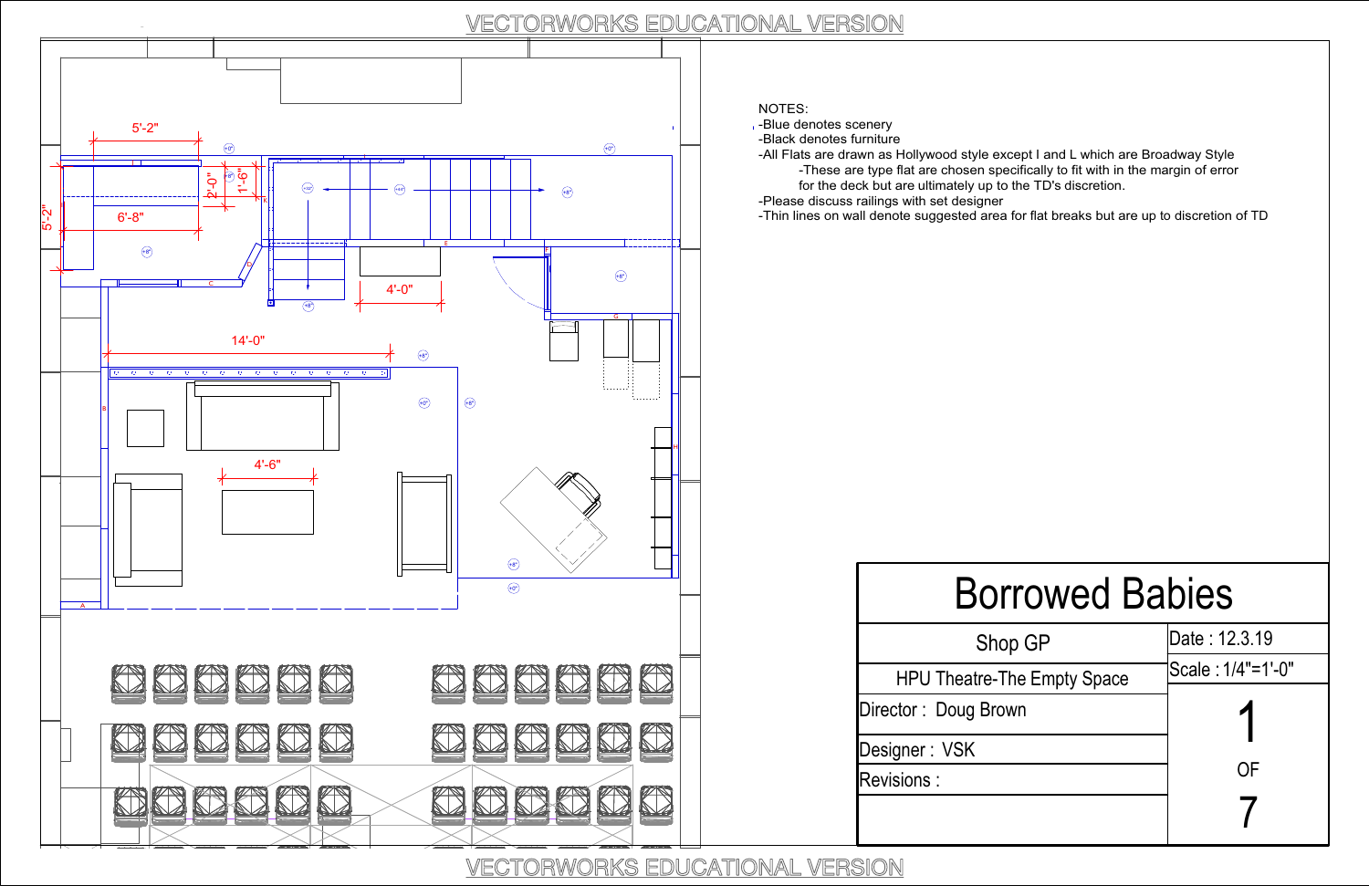NOTES:

- Blue denotes scenery
- Black denotes furniture
- All Flats are drawn as Hollywood style except I and L which are Broadway Style
  - These are type flat are chosen specifically to fit with in the margin of error for the deck but are ultimately up to the TD's discretion.
- Please discuss railings with set designer
- Thin lines on wall denote suggested area for flat breaks but are up to discretion of TD

5'-2"

5'-2"

6'-8"

2'-0"

1'-6"

4'-0"

14'-0"

4'-6"

# Borrowed Babies

| Shop GP | Date : 12.3.19 |
|---|---|
| HPU Theatre-The Empty Space | Scale : 1/4"=1'-0" |
| Director : Doug Brown | 1 OF 7 |
| Designer : VSK | |
| Revisions : | |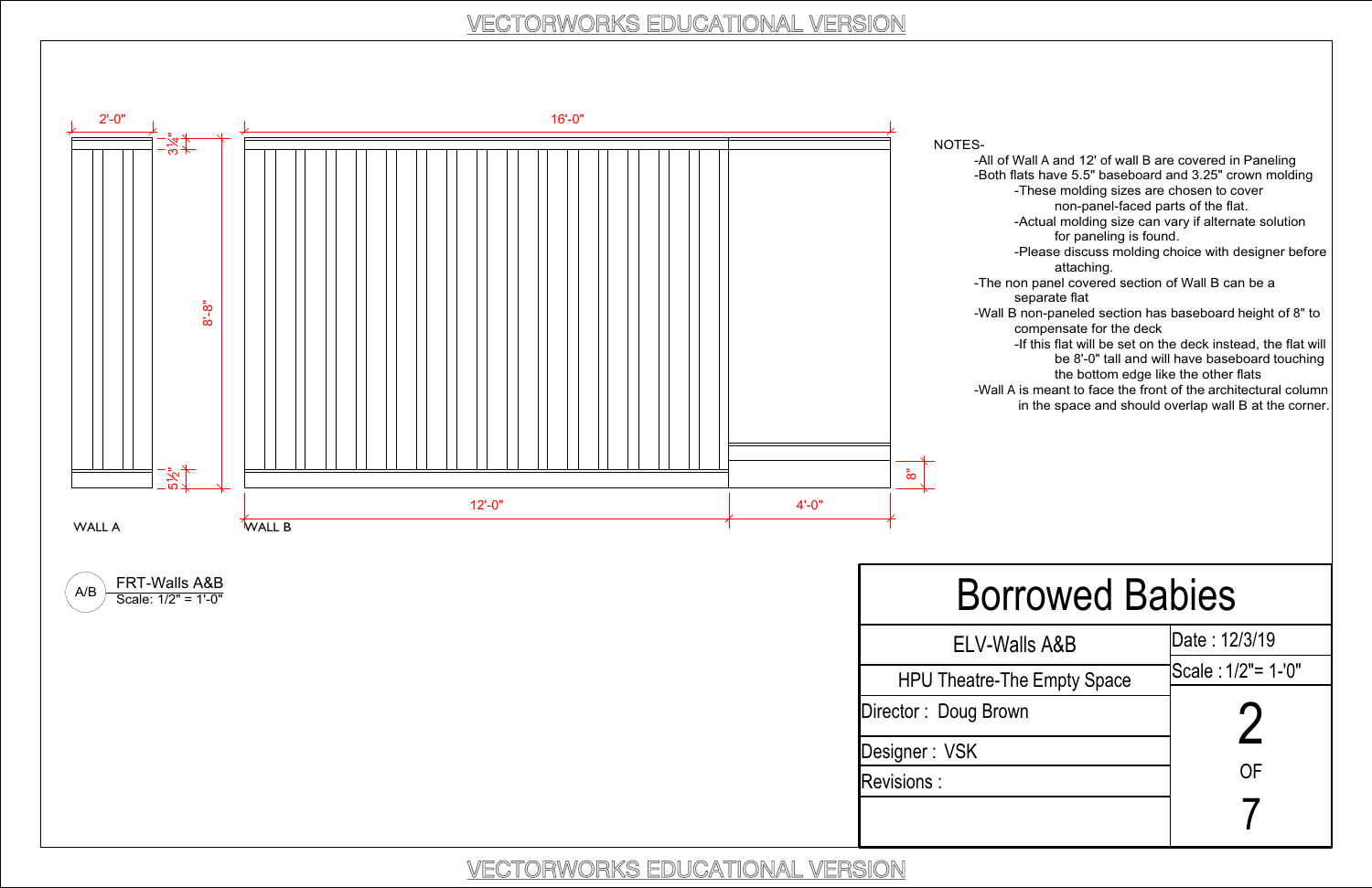VECTORWORKS EDUCATIONAL VERSION

2'-0" 16'-0"

3¼"

8'-8"

5½"

8"

12'-0" 4'-0"

WALL A

WALL B

NOTES-

- -All of Wall A and 12' of wall B are covered in Paneling
- -Both flats have 5.5" baseboard and 3.25" crown molding
  - -These molding sizes are chosen to cover non-panel-faced parts of the flat.
  - -Actual molding size can vary if alternate solution for paneling is found.
  - -Please discuss molding choice with designer before attaching.
- -The non panel covered section of Wall B can be a separate flat
- -Wall B non-paneled section has baseboard height of 8" to compensate for the deck
  - -If this flat will be set on the deck instead, the flat will be 8'-0" tall and will have baseboard touching the bottom edge like the other flats
- -Wall A is meant to face the front of the architectural column in the space and should overlap wall B at the corner.

A/B FRT-Walls A&B
Scale: 1/2" = 1'-0"

| Borrowed Babies | |
|---|---|
| ELV-Walls A&B | Date : 12/3/19 |
| HPU Theatre-The Empty Space | Scale : 1/2"= 1-'0" |
| Director : Doug Brown | 2 OF 7 |
| Designer : VSK | |
| Revisions : | |

VECTORWORKS EDUCATIONAL VERSION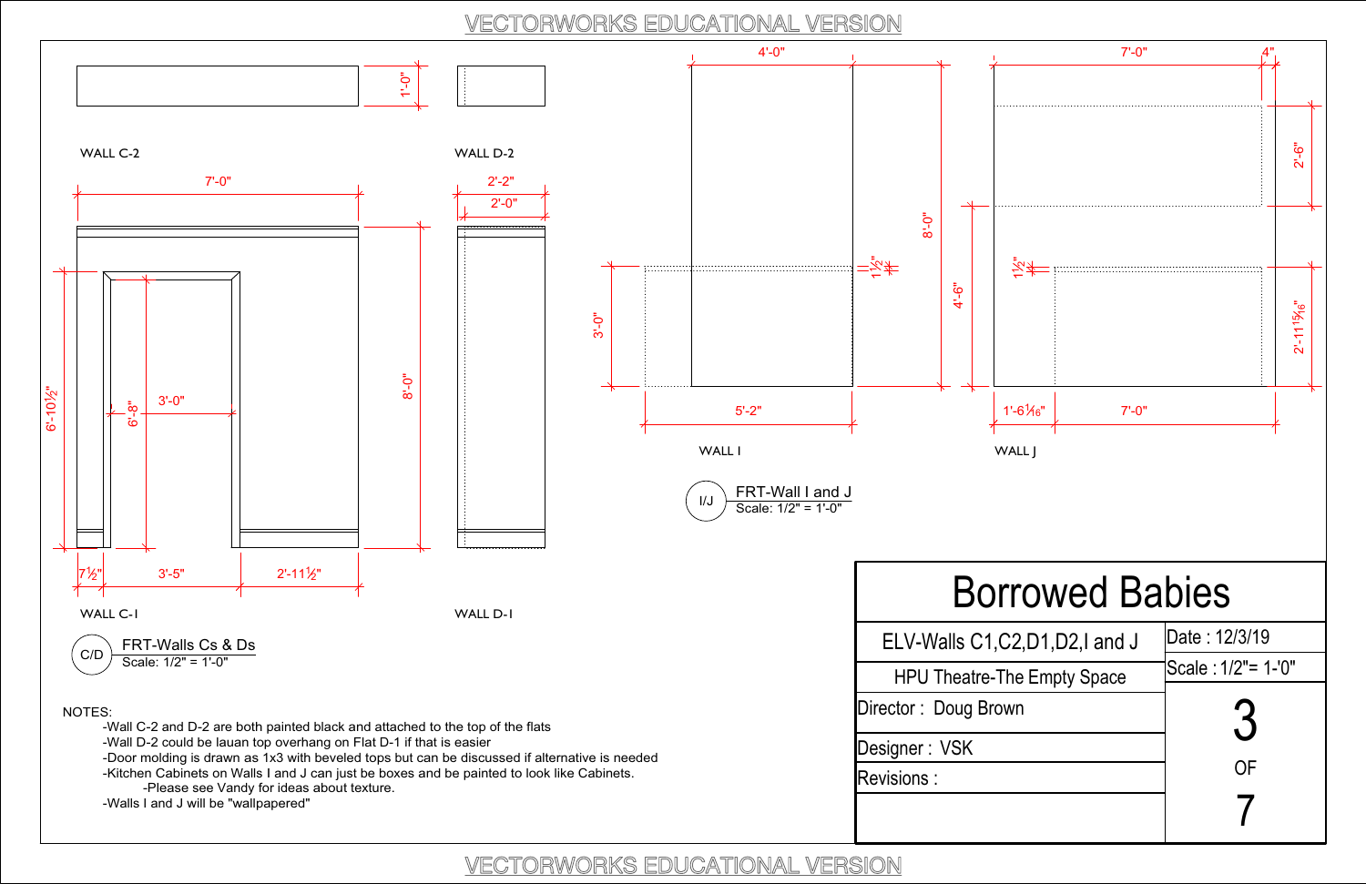WALL C-2

WALL D-2

WALL C-1

WALL D-1

C/D — FRT-Walls Cs & Ds
Scale: 1/2" = 1'-0"

WALL I

WALL J

I/J — FRT-Wall I and J
Scale: 1/2" = 1'-0"

NOTES:

- Wall C-2 and D-2 are both painted black and attached to the top of the flats
- Wall D-2 could be lauan top overhang on Flat D-1 if that is easier
- Door molding is drawn as 1x3 with beveled tops but can be discussed if alternative is needed
- Kitchen Cabinets on Walls I and J can just be boxes and be painted to look like Cabinets.
    - Please see Vandy for ideas about texture.
- Walls I and J will be "wallpapered"

| Borrowed Babies | |
|---|---|
| ELV-Walls C1,C2,D1,D2,I and J | Date : 12/3/19 |
| HPU Theatre-The Empty Space | Scale : 1/2"= 1-'0" |
| Director : Doug Brown | 3 OF 7 |
| Designer : VSK | |
| Revisions : | |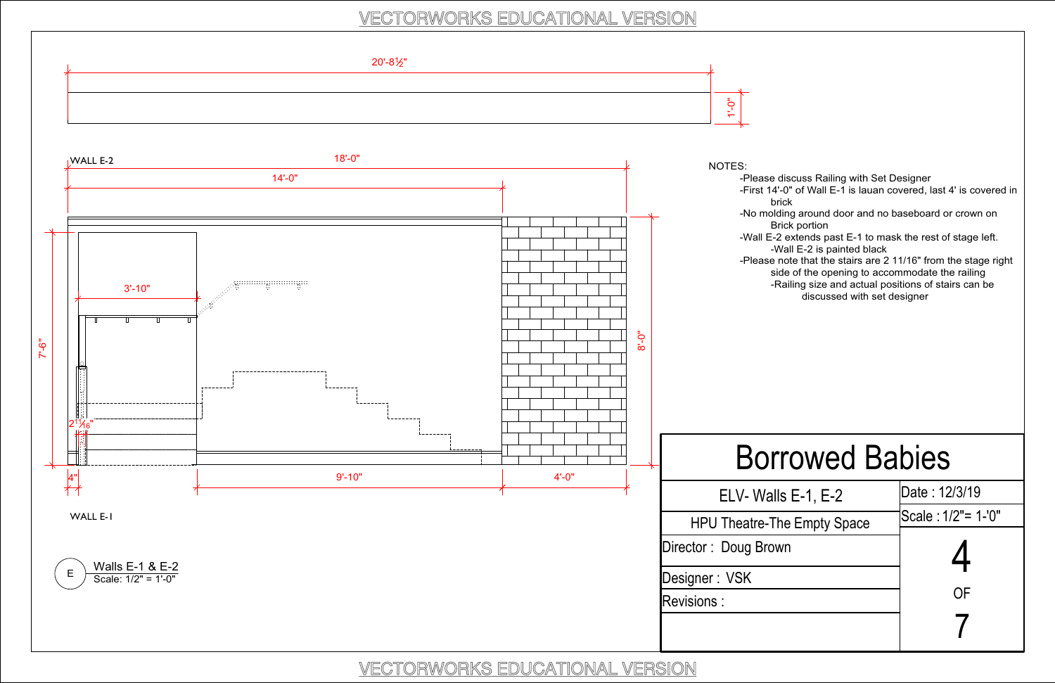VECTORWORKS EDUCATIONAL VERSION

20'-8½"

1'-0"

WALL E-2

18'-0"

14'-0"

3'-10"

7'-6"

8'-0"

2 11/16"

4"

9'-10"

4'-0"

WALL E-1

NOTES:

- Please discuss Railing with Set Designer
- First 14'-0" of Wall E-1 is lauan covered, last 4' is covered in brick
- No molding around door and no baseboard or crown on Brick portion
- Wall E-2 extends past E-1 to mask the rest of stage left.
  - Wall E-2 is painted black
- Please note that the stairs are 2 11/16" from the stage right side of the opening to accommodate the railing
  - Railing size and actual positions of stairs can be discussed with set designer

E — Walls E-1 & E-2
Scale: 1/2" = 1'-0"

| Borrowed Babies | |
|---|---|
| ELV- Walls E-1, E-2 | Date : 12/3/19 |
| HPU Theatre-The Empty Space | Scale : 1/2"= 1'-0" |
| Director : Doug Brown | 4 OF 7 |
| Designer : VSK | |
| Revisions : | |

VECTORWORKS EDUCATIONAL VERSION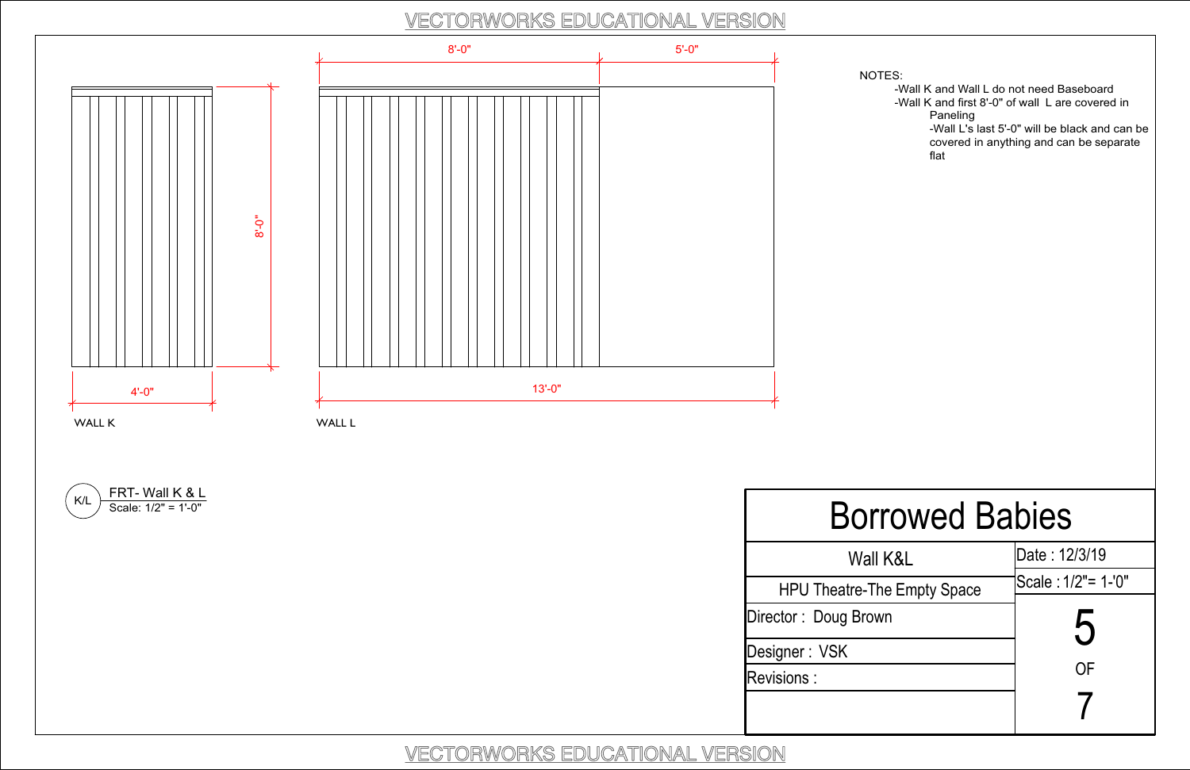8'-0"

5'-0"

8'-0"

4'-0"

13'-0"

WALL K

WALL L

NOTES:

- -Wall K and Wall L do not need Baseboard
- -Wall K and first 8'-0" of wall L are covered in Paneling
- -Wall L's last 5'-0" will be black and can be covered in anything and can be separate flat

K/L — FRT- Wall K & L
Scale: 1/2" = 1'-0"

| Borrowed Babies | |
|---|---|
| Wall K&L | Date : 12/3/19 |
| HPU Theatre-The Empty Space | Scale : 1/2"= 1-'0" |
| Director : Doug Brown | 5 OF 7 |
| Designer : VSK | |
| Revisions : | |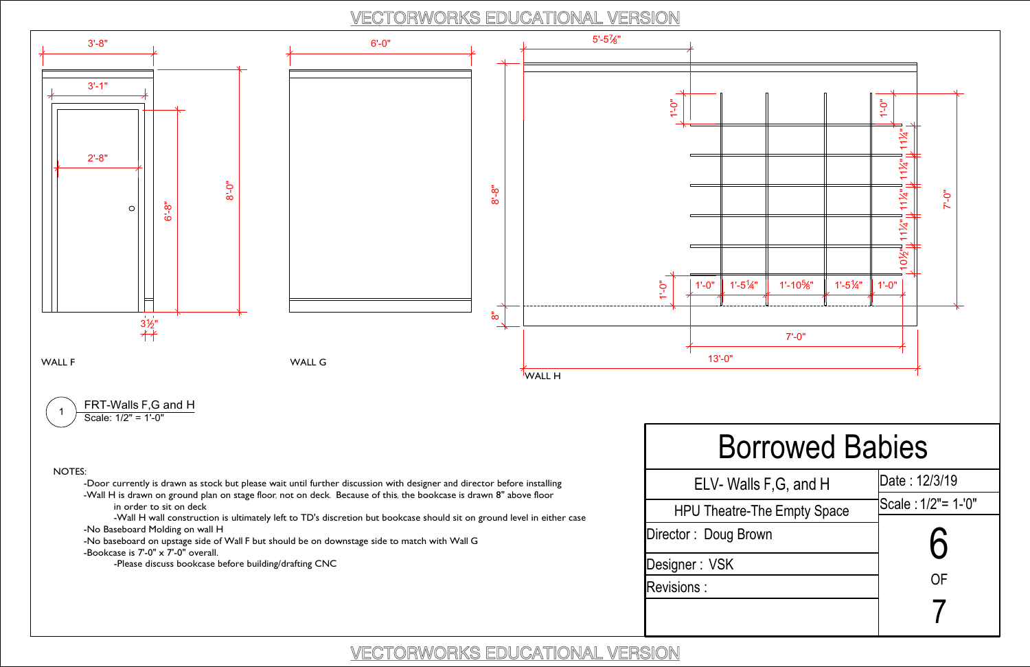VECTORWORKS EDUCATIONAL VERSION

WALL F

3'-8"

3'-1"

2'-8"

6'-8"

8'-0"

3½"

WALL G

6'-0"

WALL H

5'-5⅞"

8'-8"

8"

1'-0"

1'-0"

1'-0"

1'-0"

1'-5¼"

1'-10⅝"

1'-5¼"

1'-0"

11¼"

11¼"

11¼"

11¼"

10½"

7'-0"

7'-0"

13'-0"

1 FRT-Walls F,G and H
Scale: 1/2" = 1'-0"

NOTES:

- Door currently is drawn as stock but please wait until further discussion with designer and director before installing
- Wall H is drawn on ground plan on stage floor, not on deck. Because of this, the bookcase is drawn 8" above floor in order to sit on deck
  - Wall H wall construction is ultimately left to TD's discretion but bookcase should sit on ground level in either case
- No Baseboard Molding on wall H
- No baseboard on upstage side of Wall F but should be on downstage side to match with Wall G
- Bookcase is 7'-0" x 7'-0" overall.
  - Please discuss bookcase before building/drafting CNC

| Borrowed Babies | |
|---|---|
| ELV- Walls F,G, and H | Date : 12/3/19 |
| HPU Theatre-The Empty Space | Scale : 1/2"= 1-'0" |
| Director : Doug Brown | 6 OF 7 |
| Designer : VSK | |
| Revisions : | |

VECTORWORKS EDUCATIONAL VERSION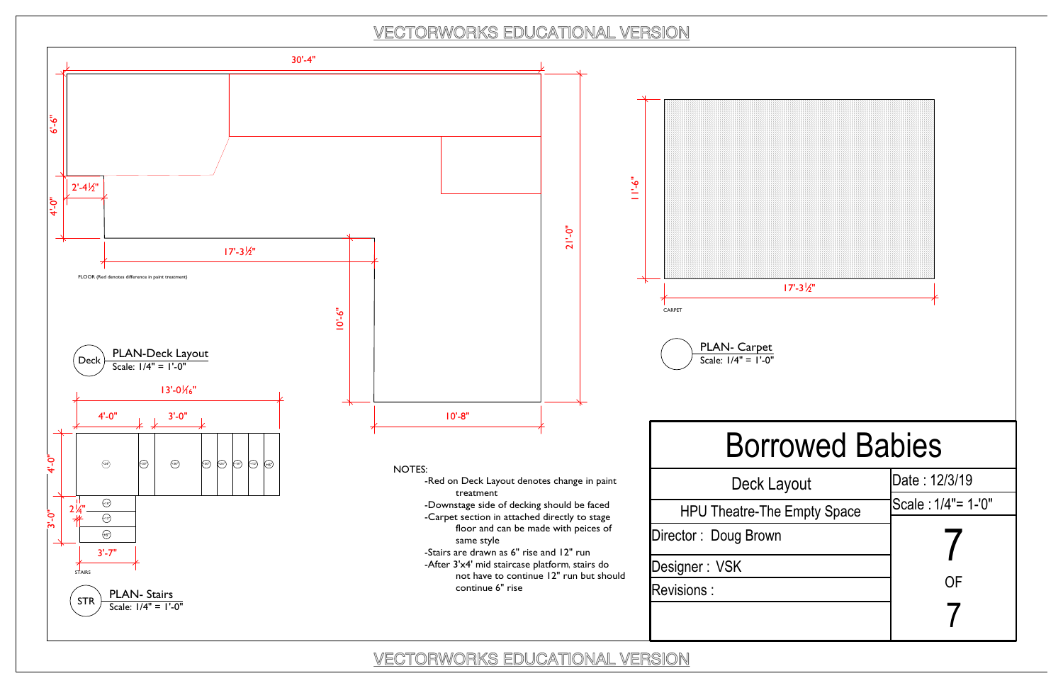VECTORWORKS EDUCATIONAL VERSION

30'-4"

6'-6"

2'-4½"

4'-0"

17'-3½"

21'-0"

10'-6"

10'-8"

FLOOR (Red denotes difference in paint treatment)

**PLAN-Deck Layout**
Scale: 1/4" = 1'-0"

11'-6"

17'-3½"

CARPET

**PLAN- Carpet**
Scale: 1/4" = 1'-0"

13'-0 1/16"

4'-0"

3'-0"

4'-0"

3'-0"

2¼"

3'-7"

STAIRS

**PLAN- Stairs**
Scale: 1/4" = 1'-0"

NOTES:

- Red on Deck Layout denotes change in paint treatment
- Downstage side of decking should be faced
- Carpet section in attached directly to stage floor and can be made with peices of same style
- Stairs are drawn as 6" rise and 12" run
- After 3'x4' mid staircase platform, stairs do not have to continue 12" run but should continue 6" rise

| | |
|---|---|
| **Borrowed Babies** | |
| Deck Layout | Date : 12/3/19 |
| HPU Theatre-The Empty Space | Scale : 1/4"= 1-'0" |
| Director : Doug Brown | 7 OF 7 |
| Designer : VSK | |
| Revisions : | |

VECTORWORKS EDUCATIONAL VERSION